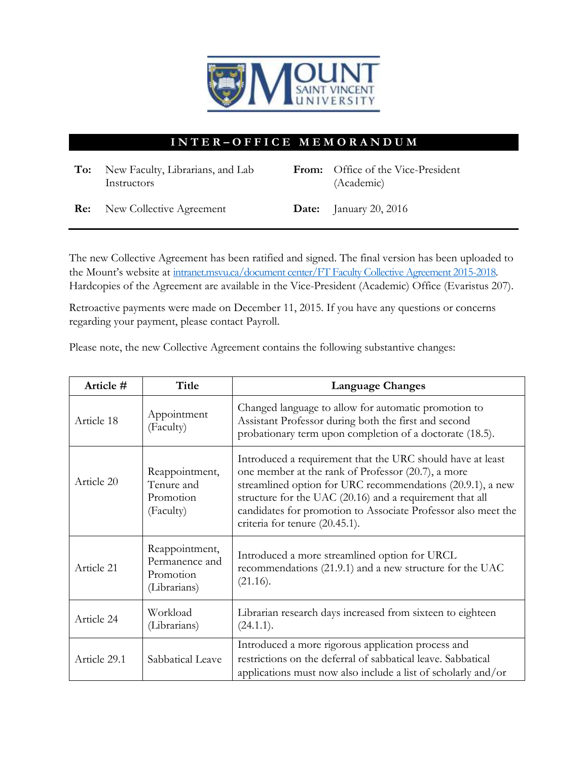# INTER–OFFICE MEMORANDUM

**To:** New Faculty, Librarians, and Lab Instructors

**From:** Office of the Vice-President (Academic)

**Re:** New Collective Agreement

**Date:** January 20, 2016

---

The new Collective Agreement has been ratified and signed. The final version has been uploaded to the Mount's website at [intranet.msvu.ca/document center/FT Faculty Collective Agreement 2015-2018](intranet.msvu.ca/document center/FT Faculty Collective Agreement 2015-2018). Hardcopies of the Agreement are available in the Vice-President (Academic) Office (Evaristus 207).

Retroactive payments were made on December 11, 2015. If you have any questions or concerns regarding your payment, please contact Payroll.

Please note, the new Collective Agreement contains the following substantive changes:

| Article # | Title | Language Changes |
|---|---|---|
| Article 18 | Appointment (Faculty) | Changed language to allow for automatic promotion to Assistant Professor during both the first and second probationary term upon completion of a doctorate (18.5). |
| Article 20 | Reappointment, Tenure and Promotion (Faculty) | Introduced a requirement that the URC should have at least one member at the rank of Professor (20.7), a more streamlined option for URC recommendations (20.9.1), a new structure for the UAC (20.16) and a requirement that all candidates for promotion to Associate Professor also meet the criteria for tenure (20.45.1). |
| Article 21 | Reappointment, Permanence and Promotion (Librarians) | Introduced a more streamlined option for URCL recommendations (21.9.1) and a new structure for the UAC (21.16). |
| Article 24 | Workload (Librarians) | Librarian research days increased from sixteen to eighteen (24.1.1). |
| Article 29.1 | Sabbatical Leave | Introduced a more rigorous application process and restrictions on the deferral of sabbatical leave. Sabbatical applications must now also include a list of scholarly and/or |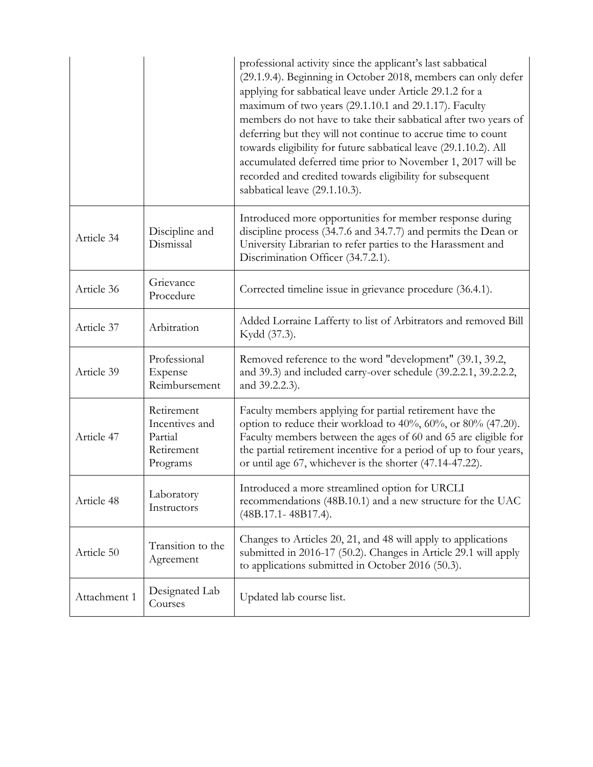| | | |
|---|---|---|
| | | professional activity since the applicant's last sabbatical (29.1.9.4). Beginning in October 2018, members can only defer applying for sabbatical leave under Article 29.1.2 for a maximum of two years (29.1.10.1 and 29.1.17). Faculty members do not have to take their sabbatical after two years of deferring but they will not continue to accrue time to count towards eligibility for future sabbatical leave (29.1.10.2). All accumulated deferred time prior to November 1, 2017 will be recorded and credited towards eligibility for subsequent sabbatical leave (29.1.10.3). |
| Article 34 | Discipline and Dismissal | Introduced more opportunities for member response during discipline process (34.7.6 and 34.7.7) and permits the Dean or University Librarian to refer parties to the Harassment and Discrimination Officer (34.7.2.1). |
| Article 36 | Grievance Procedure | Corrected timeline issue in grievance procedure (36.4.1). |
| Article 37 | Arbitration | Added Lorraine Lafferty to list of Arbitrators and removed Bill Kydd (37.3). |
| Article 39 | Professional Expense Reimbursement | Removed reference to the word "development" (39.1, 39.2, and 39.3) and included carry-over schedule (39.2.2.1, 39.2.2.2, and 39.2.2.3). |
| Article 47 | Retirement Incentives and Partial Retirement Programs | Faculty members applying for partial retirement have the option to reduce their workload to 40%, 60%, or 80% (47.20). Faculty members between the ages of 60 and 65 are eligible for the partial retirement incentive for a period of up to four years, or until age 67, whichever is the shorter (47.14-47.22). |
| Article 48 | Laboratory Instructors | Introduced a more streamlined option for URCLI recommendations (48B.10.1) and a new structure for the UAC (48B.17.1- 48B17.4). |
| Article 50 | Transition to the Agreement | Changes to Articles 20, 21, and 48 will apply to applications submitted in 2016-17 (50.2). Changes in Article 29.1 will apply to applications submitted in October 2016 (50.3). |
| Attachment 1 | Designated Lab Courses | Updated lab course list. |